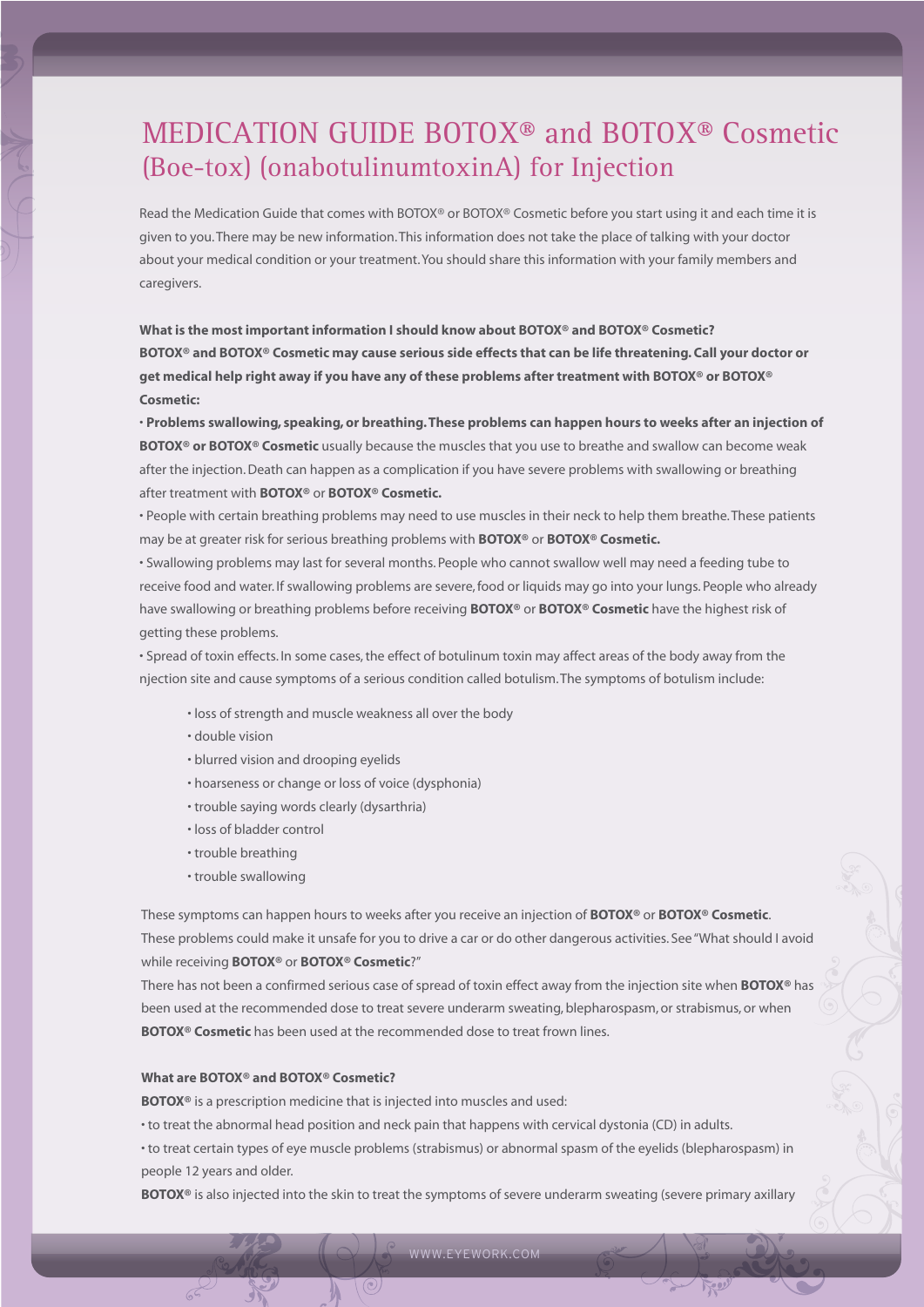# MEDICATION GUIDE BOTOX® and BOTOX® Cosmetic (Boe-tox) (onabotulinumtoxinA) for Injection

Read the Medication Guide that comes with BOTOX® or BOTOX® Cosmetic before you start using it and each time it is given to you. There may be new information. This information does not take the place of talking with your doctor about your medical condition or your treatment. You should share this information with your family members and caregivers.

**What is the most important information I should know about BOTOX® and BOTOX® Cosmetic?**

**BOTOX® and BOTOX® Cosmetic may cause serious side effects that can be life threatening. Call your doctor or get medical help right away if you have any of these problems after treatment with BOTOX® or BOTOX® Cosmetic:**

- **Problems swallowing, speaking, or breathing. These problems can happen hours to weeks after an injection of BOTOX® or BOTOX® Cosmetic** usually because the muscles that you use to breathe and swallow can become weak after the injection. Death can happen as a complication if you have severe problems with swallowing or breathing after treatment with **BOTOX®** or **BOTOX® Cosmetic.**
- People with certain breathing problems may need to use muscles in their neck to help them breathe. These patients may be at greater risk for serious breathing problems with **BOTOX®** or **BOTOX® Cosmetic.**
- Swallowing problems may last for several months. People who cannot swallow well may need a feeding tube to receive food and water. If swallowing problems are severe, food or liquids may go into your lungs. People who already have swallowing or breathing problems before receiving **BOTOX®** or **BOTOX® Cosmetic** have the highest risk of getting these problems.
- Spread of toxin effects. In some cases, the effect of botulinum toxin may affect areas of the body away from the njection site and cause symptoms of a serious condition called botulism. The symptoms of botulism include:
  - loss of strength and muscle weakness all over the body
  - double vision
  - blurred vision and drooping eyelids
  - hoarseness or change or loss of voice (dysphonia)
  - trouble saying words clearly (dysarthria)
  - loss of bladder control
  - trouble breathing
  - trouble swallowing

These symptoms can happen hours to weeks after you receive an injection of **BOTOX®** or **BOTOX® Cosmetic**. These problems could make it unsafe for you to drive a car or do other dangerous activities. See "What should I avoid while receiving **BOTOX®** or **BOTOX® Cosmetic**?"

There has not been a confirmed serious case of spread of toxin effect away from the injection site when **BOTOX®** has been used at the recommended dose to treat severe underarm sweating, blepharospasm, or strabismus, or when **BOTOX® Cosmetic** has been used at the recommended dose to treat frown lines.

**What are BOTOX® and BOTOX® Cosmetic?**

**BOTOX®** is a prescription medicine that is injected into muscles and used:

- to treat the abnormal head position and neck pain that happens with cervical dystonia (CD) in adults.
- to treat certain types of eye muscle problems (strabismus) or abnormal spasm of the eyelids (blepharospasm) in people 12 years and older.

**BOTOX®** is also injected into the skin to treat the symptoms of severe underarm sweating (severe primary axillary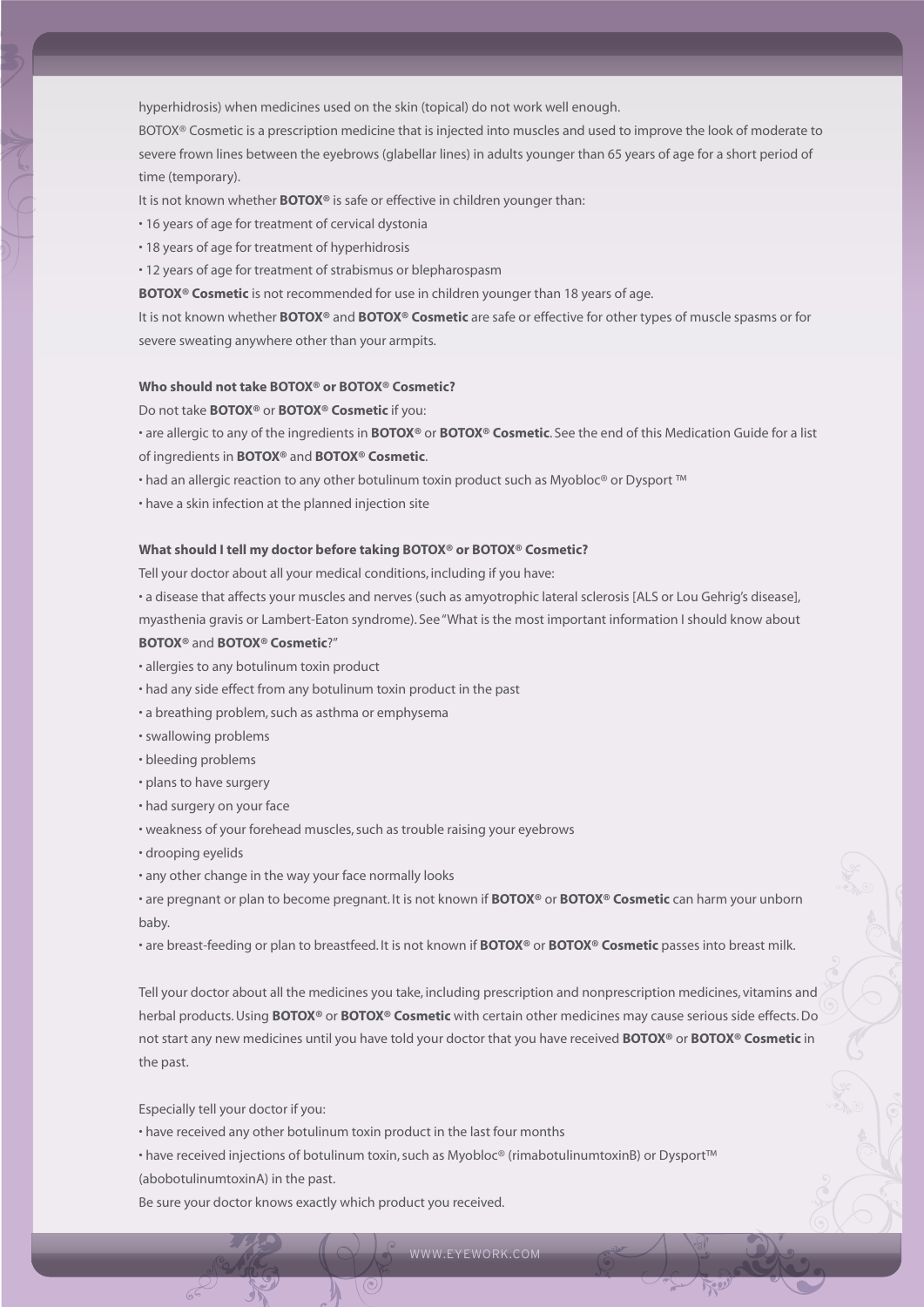hyperhidrosis) when medicines used on the skin (topical) do not work well enough.

BOTOX® Cosmetic is a prescription medicine that is injected into muscles and used to improve the look of moderate to severe frown lines between the eyebrows (glabellar lines) in adults younger than 65 years of age for a short period of time (temporary).

It is not known whether **BOTOX®** is safe or effective in children younger than:

- 16 years of age for treatment of cervical dystonia
- 18 years of age for treatment of hyperhidrosis
- 12 years of age for treatment of strabismus or blepharospasm

**BOTOX® Cosmetic** is not recommended for use in children younger than 18 years of age.

It is not known whether **BOTOX®** and **BOTOX® Cosmetic** are safe or effective for other types of muscle spasms or for severe sweating anywhere other than your armpits.

**Who should not take BOTOX® or BOTOX® Cosmetic?**

Do not take **BOTOX®** or **BOTOX® Cosmetic** if you:

- are allergic to any of the ingredients in **BOTOX®** or **BOTOX® Cosmetic**. See the end of this Medication Guide for a list of ingredients in **BOTOX®** and **BOTOX® Cosmetic**.
- had an allergic reaction to any other botulinum toxin product such as Myobloc® or Dysport ™
- have a skin infection at the planned injection site

**What should I tell my doctor before taking BOTOX® or BOTOX® Cosmetic?**

Tell your doctor about all your medical conditions, including if you have:

- a disease that affects your muscles and nerves (such as amyotrophic lateral sclerosis [ALS or Lou Gehrig's disease], myasthenia gravis or Lambert-Eaton syndrome). See "What is the most important information I should know about **BOTOX®** and **BOTOX® Cosmetic**?"
- allergies to any botulinum toxin product
- had any side effect from any botulinum toxin product in the past
- a breathing problem, such as asthma or emphysema
- swallowing problems
- bleeding problems
- plans to have surgery
- had surgery on your face
- weakness of your forehead muscles, such as trouble raising your eyebrows
- drooping eyelids
- any other change in the way your face normally looks
- are pregnant or plan to become pregnant. It is not known if **BOTOX®** or **BOTOX® Cosmetic** can harm your unborn baby.
- are breast-feeding or plan to breastfeed. It is not known if **BOTOX®** or **BOTOX® Cosmetic** passes into breast milk.

Tell your doctor about all the medicines you take, including prescription and nonprescription medicines, vitamins and herbal products. Using **BOTOX®** or **BOTOX® Cosmetic** with certain other medicines may cause serious side effects. Do not start any new medicines until you have told your doctor that you have received **BOTOX®** or **BOTOX® Cosmetic** in the past.

Especially tell your doctor if you:

- have received any other botulinum toxin product in the last four months
- have received injections of botulinum toxin, such as Myobloc® (rimabotulinumtoxinB) or Dysport™ (abobotulinumtoxinA) in the past.

Be sure your doctor knows exactly which product you received.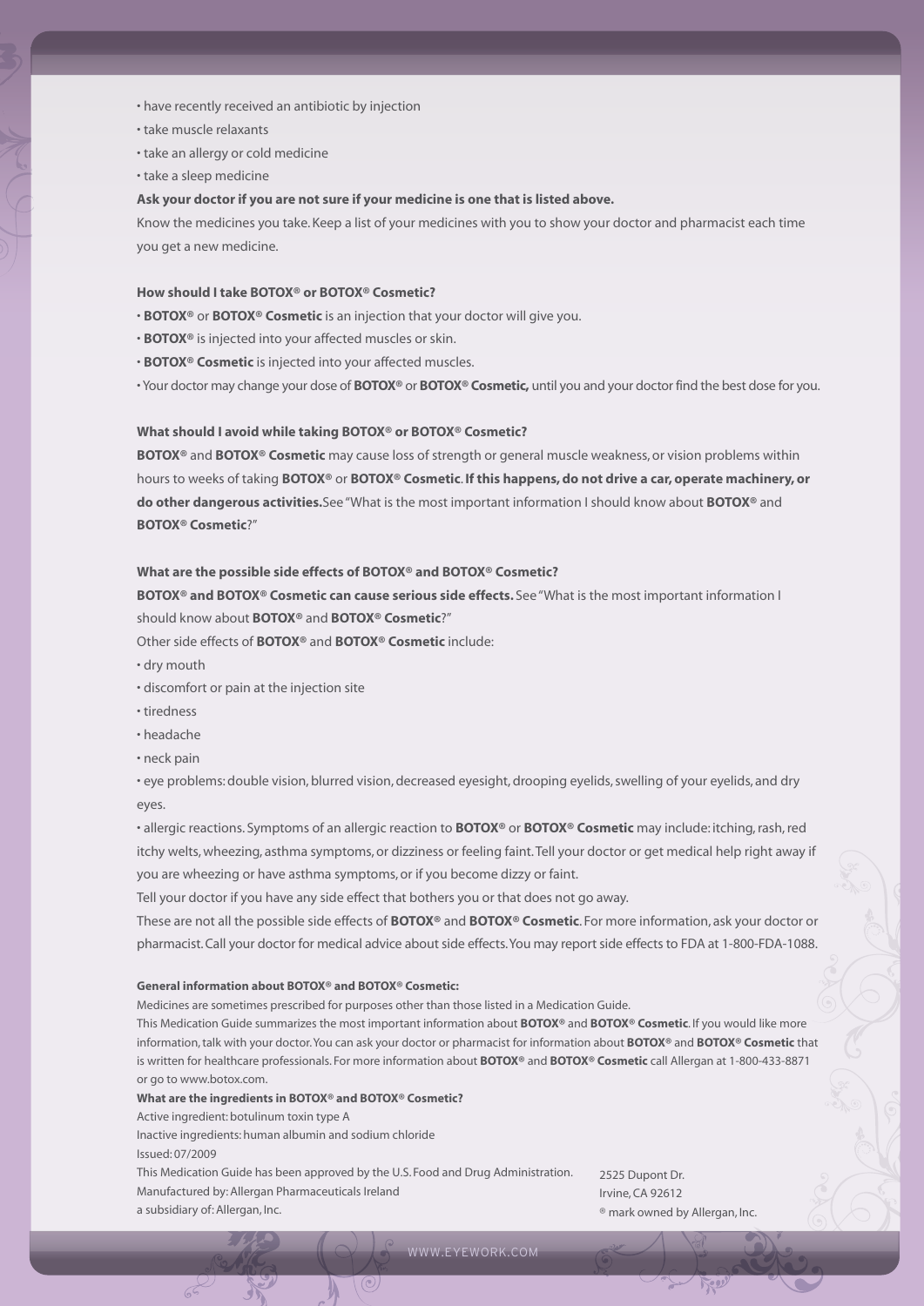- have recently received an antibiotic by injection
- take muscle relaxants
- take an allergy or cold medicine
- take a sleep medicine

**Ask your doctor if you are not sure if your medicine is one that is listed above.**

Know the medicines you take. Keep a list of your medicines with you to show your doctor and pharmacist each time you get a new medicine.

**How should I take BOTOX® or BOTOX® Cosmetic?**

- **BOTOX®** or **BOTOX® Cosmetic** is an injection that your doctor will give you.
- **BOTOX®** is injected into your affected muscles or skin.
- **BOTOX® Cosmetic** is injected into your affected muscles.
- Your doctor may change your dose of **BOTOX®** or **BOTOX® Cosmetic,** until you and your doctor find the best dose for you.

**What should I avoid while taking BOTOX® or BOTOX® Cosmetic?**

**BOTOX®** and **BOTOX® Cosmetic** may cause loss of strength or general muscle weakness, or vision problems within hours to weeks of taking **BOTOX®** or **BOTOX® Cosmetic**. **If this happens, do not drive a car, operate machinery, or do other dangerous activities.** See "What is the most important information I should know about **BOTOX®** and **BOTOX® Cosmetic**?"

**What are the possible side effects of BOTOX® and BOTOX® Cosmetic?**

**BOTOX® and BOTOX® Cosmetic can cause serious side effects.** See "What is the most important information I should know about **BOTOX®** and **BOTOX® Cosmetic**?"

Other side effects of **BOTOX®** and **BOTOX® Cosmetic** include:

- dry mouth
- discomfort or pain at the injection site
- tiredness
- headache
- neck pain
- eye problems: double vision, blurred vision, decreased eyesight, drooping eyelids, swelling of your eyelids, and dry eyes.
- allergic reactions. Symptoms of an allergic reaction to **BOTOX®** or **BOTOX® Cosmetic** may include: itching, rash, red itchy welts, wheezing, asthma symptoms, or dizziness or feeling faint. Tell your doctor or get medical help right away if you are wheezing or have asthma symptoms, or if you become dizzy or faint.

Tell your doctor if you have any side effect that bothers you or that does not go away.

These are not all the possible side effects of **BOTOX®** and **BOTOX® Cosmetic**. For more information, ask your doctor or pharmacist. Call your doctor for medical advice about side effects. You may report side effects to FDA at 1-800-FDA-1088.

**General information about BOTOX® and BOTOX® Cosmetic:**

Medicines are sometimes prescribed for purposes other than those listed in a Medication Guide.

This Medication Guide summarizes the most important information about **BOTOX®** and **BOTOX® Cosmetic**. If you would like more information, talk with your doctor. You can ask your doctor or pharmacist for information about **BOTOX®** and **BOTOX® Cosmetic** that is written for healthcare professionals. For more information about **BOTOX®** and **BOTOX® Cosmetic** call Allergan at 1-800-433-8871 or go to www.botox.com.

**What are the ingredients in BOTOX® and BOTOX® Cosmetic?**

Active ingredient: botulinum toxin type A

Inactive ingredients: human albumin and sodium chloride

Issued: 07/2009

This Medication Guide has been approved by the U.S. Food and Drug Administration.

Manufactured by: Allergan Pharmaceuticals Ireland

a subsidiary of: Allergan, Inc.

2525 Dupont Dr.

Irvine, CA 92612

® mark owned by Allergan, Inc.